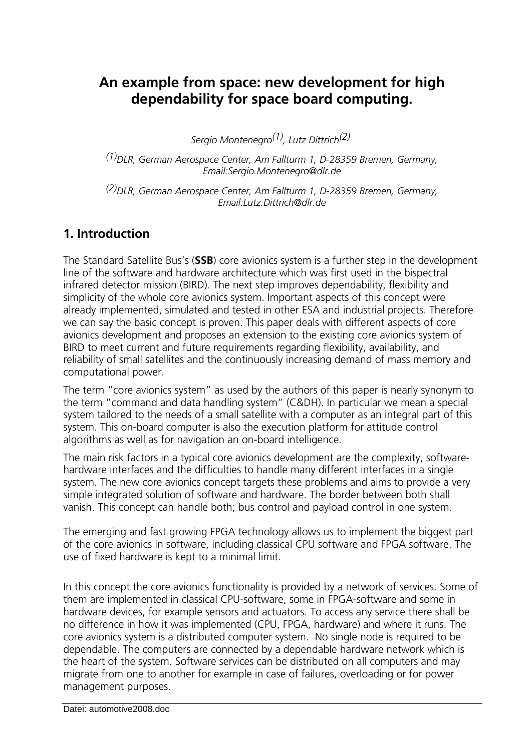# An example from space: new development for high dependability for space board computing.

*Sergio Montenegro[(1)], Lutz Dittrich[(2)]*

*[(1)]DLR, German Aerospace Center, Am Fallturm 1, D-28359 Bremen, Germany, Email:Sergio.Montenegro@dlr.de*

*[(2)]DLR, German Aerospace Center, Am Fallturm 1, D-28359 Bremen, Germany, Email:Lutz.Dittrich@dlr.de*

## 1. Introduction

The Standard Satellite Bus's (**SSB**) core avionics system is a further step in the development line of the software and hardware architecture which was first used in the bispectral infrared detector mission (BIRD). The next step improves dependability, flexibility and simplicity of the whole core avionics system. Important aspects of this concept were already implemented, simulated and tested in other ESA and industrial projects. Therefore we can say the basic concept is proven. This paper deals with different aspects of core avionics development and proposes an extension to the existing core avionics system of BIRD to meet current and future requirements regarding flexibility, availability, and reliability of small satellites and the continuously increasing demand of mass memory and computational power.

The term "core avionics system" as used by the authors of this paper is nearly synonym to the term "command and data handling system" (C&DH). In particular we mean a special system tailored to the needs of a small satellite with a computer as an integral part of this system. This on-board computer is also the execution platform for attitude control algorithms as well as for navigation an on-board intelligence.

The main risk factors in a typical core avionics development are the complexity, software-hardware interfaces and the difficulties to handle many different interfaces in a single system. The new core avionics concept targets these problems and aims to provide a very simple integrated solution of software and hardware. The border between both shall vanish. This concept can handle both; bus control and payload control in one system.

The emerging and fast growing FPGA technology allows us to implement the biggest part of the core avionics in software, including classical CPU software and FPGA software. The use of fixed hardware is kept to a minimal limit.

In this concept the core avionics functionality is provided by a network of services. Some of them are implemented in classical CPU-software, some in FPGA-software and some in hardware devices, for example sensors and actuators. To access any service there shall be no difference in how it was implemented (CPU, FPGA, hardware) and where it runs. The core avionics system is a distributed computer system. No single node is required to be dependable. The computers are connected by a dependable hardware network which is the heart of the system. Software services can be distributed on all computers and may migrate from one to another for example in case of failures, overloading or for power management purposes.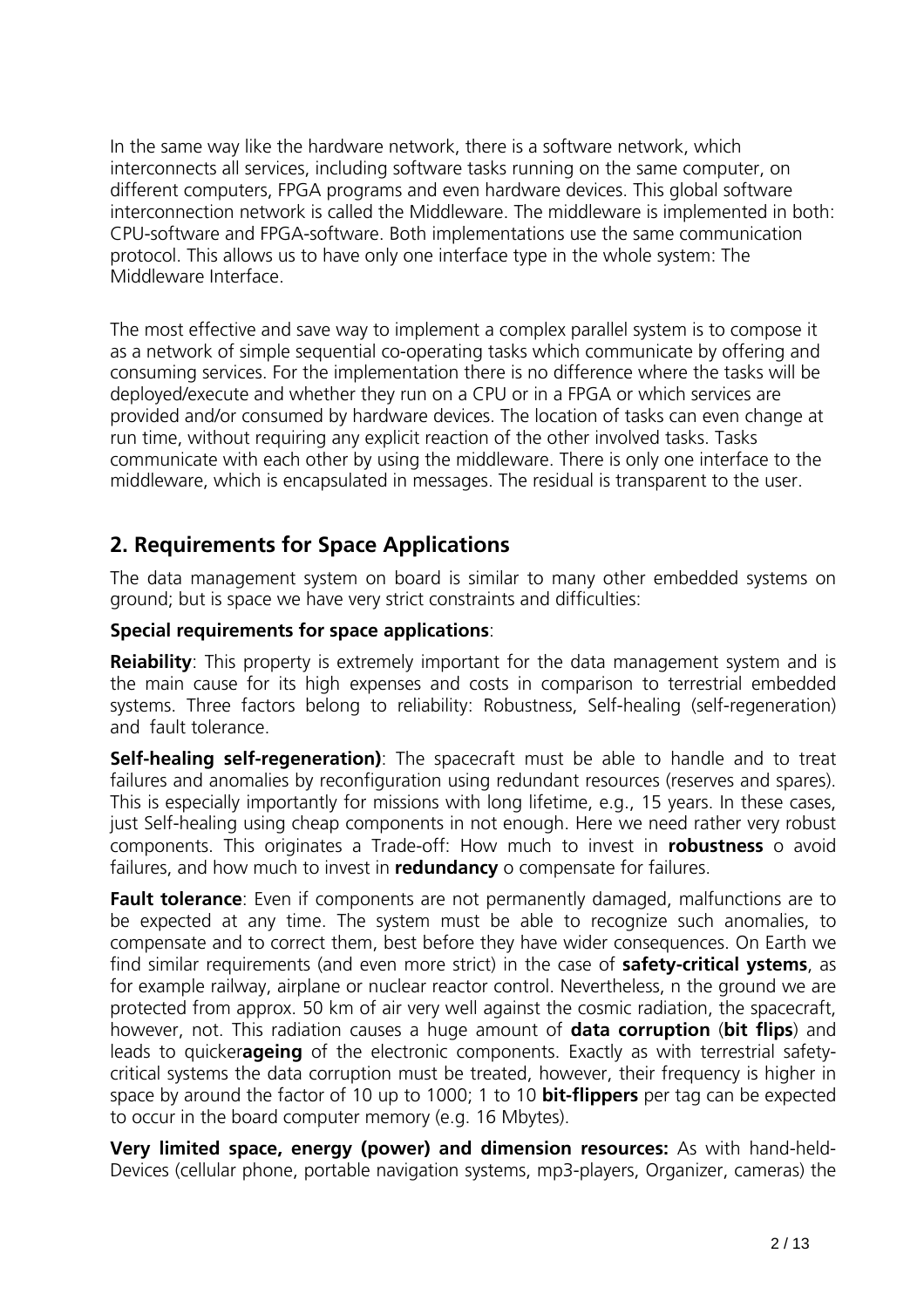In the same way like the hardware network, there is a software network, which interconnects all services, including software tasks running on the same computer, on different computers, FPGA programs and even hardware devices. This global software interconnection network is called the Middleware. The middleware is implemented in both: CPU-software and FPGA-software. Both implementations use the same communication protocol. This allows us to have only one interface type in the whole system: The Middleware Interface.

The most effective and save way to implement a complex parallel system is to compose it as a network of simple sequential co-operating tasks which communicate by offering and consuming services. For the implementation there is no difference where the tasks will be deployed/execute and whether they run on a CPU or in a FPGA or which services are provided and/or consumed by hardware devices. The location of tasks can even change at run time, without requiring any explicit reaction of the other involved tasks. Tasks communicate with each other by using the middleware. There is only one interface to the middleware, which is encapsulated in messages. The residual is transparent to the user.

## 2. Requirements for Space Applications

The data management system on board is similar to many other embedded systems on ground; but is space we have very strict constraints and difficulties:

**Special requirements for space applications**:

**Reiability**: This property is extremely important for the data management system and is the main cause for its high expenses and costs in comparison to terrestrial embedded systems. Three factors belong to reliability: Robustness, Self-healing (self-regeneration) and fault tolerance.

**Self-healing self-regeneration)**: The spacecraft must be able to handle and to treat failures and anomalies by reconfiguration using redundant resources (reserves and spares). This is especially importantly for missions with long lifetime, e.g., 15 years. In these cases, just Self-healing using cheap components in not enough. Here we need rather very robust components. This originates a Trade-off: How much to invest in **robustness** o avoid failures, and how much to invest in **redundancy** o compensate for failures.

**Fault tolerance**: Even if components are not permanently damaged, malfunctions are to be expected at any time. The system must be able to recognize such anomalies, to compensate and to correct them, best before they have wider consequences. On Earth we find similar requirements (and even more strict) in the case of **safety-critical ystems**, as for example railway, airplane or nuclear reactor control. Nevertheless, n the ground we are protected from approx. 50 km of air very well against the cosmic radiation, the spacecraft, however, not. This radiation causes a huge amount of **data corruption** (**bit flips**) and leads to quicker**ageing** of the electronic components. Exactly as with terrestrial safety-critical systems the data corruption must be treated, however, their frequency is higher in space by around the factor of 10 up to 1000; 1 to 10 **bit-flippers** per tag can be expected to occur in the board computer memory (e.g. 16 Mbytes).

**Very limited space, energy (power) and dimension resources:** As with hand-held-Devices (cellular phone, portable navigation systems, mp3-players, Organizer, cameras) the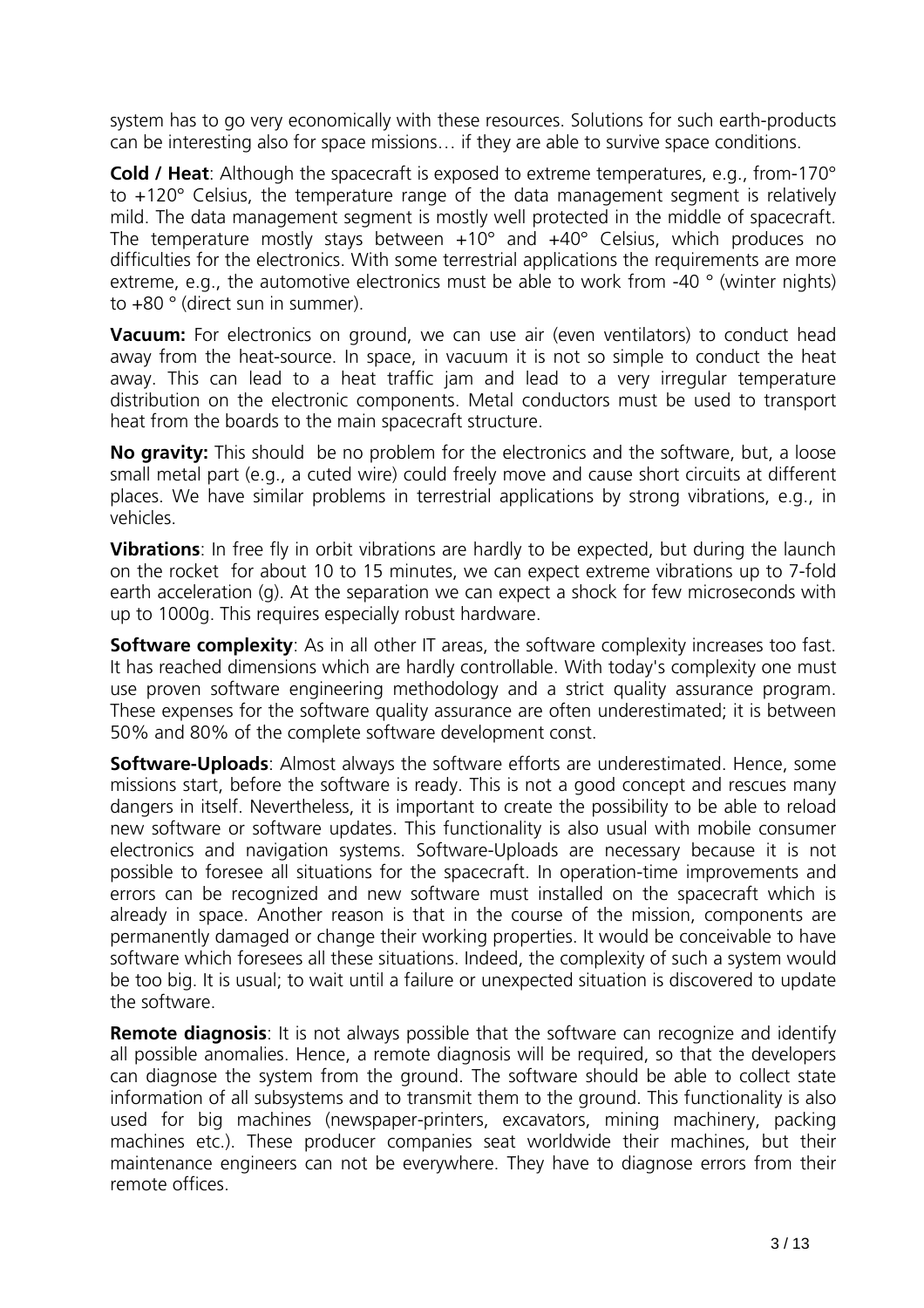system has to go very economically with these resources. Solutions for such earth-products can be interesting also for space missions… if they are able to survive space conditions.

**Cold / Heat**: Although the spacecraft is exposed to extreme temperatures, e.g., from-170° to +120° Celsius, the temperature range of the data management segment is relatively mild. The data management segment is mostly well protected in the middle of spacecraft. The temperature mostly stays between +10° and +40° Celsius, which produces no difficulties for the electronics. With some terrestrial applications the requirements are more extreme, e.g., the automotive electronics must be able to work from -40 ° (winter nights) to +80 ° (direct sun in summer).

**Vacuum:** For electronics on ground, we can use air (even ventilators) to conduct head away from the heat-source. In space, in vacuum it is not so simple to conduct the heat away. This can lead to a heat traffic jam and lead to a very irregular temperature distribution on the electronic components. Metal conductors must be used to transport heat from the boards to the main spacecraft structure.

**No gravity:** This should be no problem for the electronics and the software, but, a loose small metal part (e.g., a cuted wire) could freely move and cause short circuits at different places. We have similar problems in terrestrial applications by strong vibrations, e.g., in vehicles.

**Vibrations**: In free fly in orbit vibrations are hardly to be expected, but during the launch on the rocket for about 10 to 15 minutes, we can expect extreme vibrations up to 7-fold earth acceleration (g). At the separation we can expect a shock for few microseconds with up to 1000g. This requires especially robust hardware.

**Software complexity**: As in all other IT areas, the software complexity increases too fast. It has reached dimensions which are hardly controllable. With today's complexity one must use proven software engineering methodology and a strict quality assurance program. These expenses for the software quality assurance are often underestimated; it is between 50% and 80% of the complete software development const.

**Software-Uploads**: Almost always the software efforts are underestimated. Hence, some missions start, before the software is ready. This is not a good concept and rescues many dangers in itself. Nevertheless, it is important to create the possibility to be able to reload new software or software updates. This functionality is also usual with mobile consumer electronics and navigation systems. Software-Uploads are necessary because it is not possible to foresee all situations for the spacecraft. In operation-time improvements and errors can be recognized and new software must installed on the spacecraft which is already in space. Another reason is that in the course of the mission, components are permanently damaged or change their working properties. It would be conceivable to have software which foresees all these situations. Indeed, the complexity of such a system would be too big. It is usual; to wait until a failure or unexpected situation is discovered to update the software.

**Remote diagnosis**: It is not always possible that the software can recognize and identify all possible anomalies. Hence, a remote diagnosis will be required, so that the developers can diagnose the system from the ground. The software should be able to collect state information of all subsystems and to transmit them to the ground. This functionality is also used for big machines (newspaper-printers, excavators, mining machinery, packing machines etc.). These producer companies seat worldwide their machines, but their maintenance engineers can not be everywhere. They have to diagnose errors from their remote offices.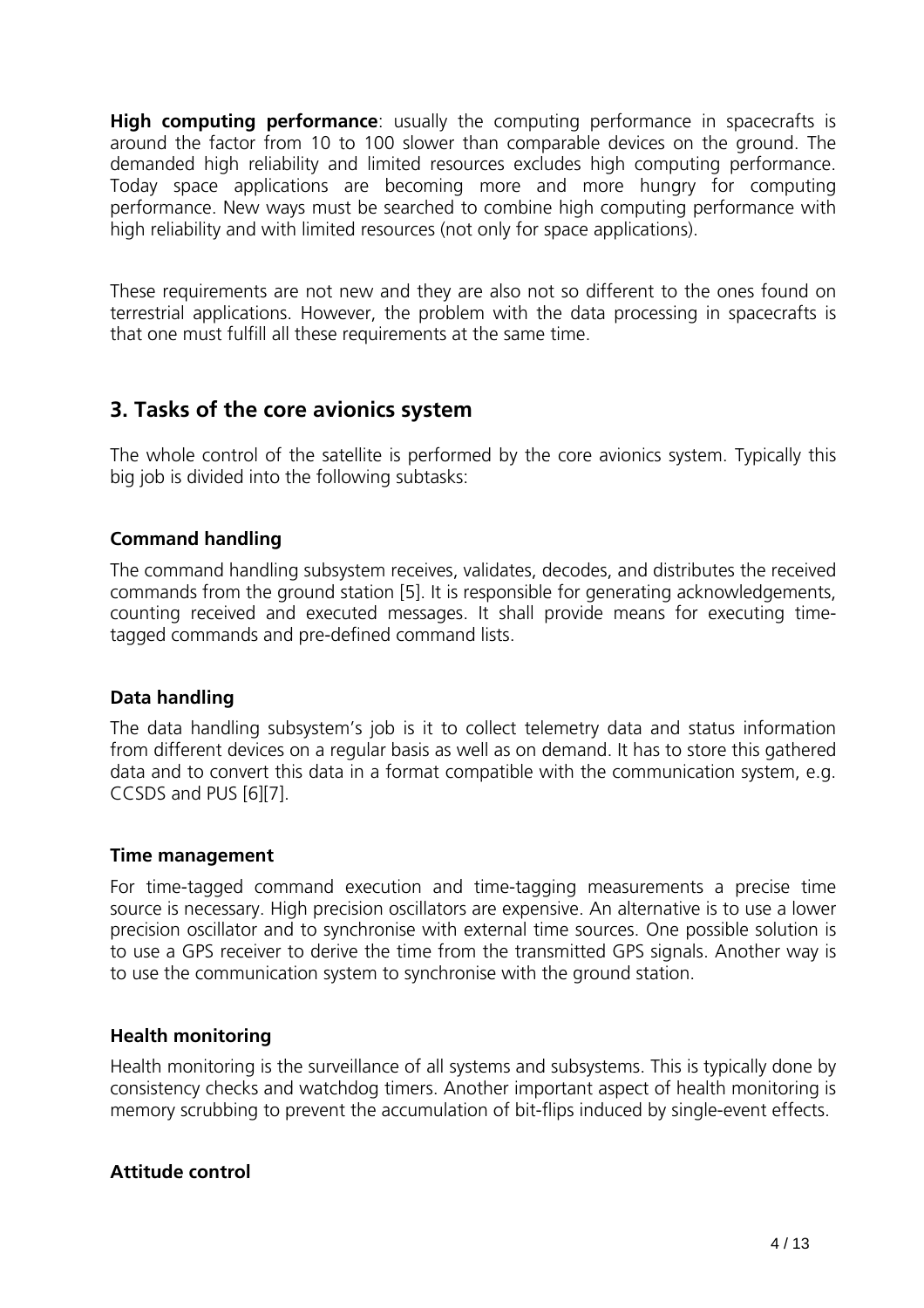**High computing performance**: usually the computing performance in spacecrafts is around the factor from 10 to 100 slower than comparable devices on the ground. The demanded high reliability and limited resources excludes high computing performance. Today space applications are becoming more and more hungry for computing performance. New ways must be searched to combine high computing performance with high reliability and with limited resources (not only for space applications).

These requirements are not new and they are also not so different to the ones found on terrestrial applications. However, the problem with the data processing in spacecrafts is that one must fulfill all these requirements at the same time.

## 3. Tasks of the core avionics system

The whole control of the satellite is performed by the core avionics system. Typically this big job is divided into the following subtasks:

#### Command handling

The command handling subsystem receives, validates, decodes, and distributes the received commands from the ground station [5]. It is responsible for generating acknowledgements, counting received and executed messages. It shall provide means for executing time-tagged commands and pre-defined command lists.

#### Data handling

The data handling subsystem's job is it to collect telemetry data and status information from different devices on a regular basis as well as on demand. It has to store this gathered data and to convert this data in a format compatible with the communication system, e.g. CCSDS and PUS [6][7].

#### Time management

For time-tagged command execution and time-tagging measurements a precise time source is necessary. High precision oscillators are expensive. An alternative is to use a lower precision oscillator and to synchronise with external time sources. One possible solution is to use a GPS receiver to derive the time from the transmitted GPS signals. Another way is to use the communication system to synchronise with the ground station.

#### Health monitoring

Health monitoring is the surveillance of all systems and subsystems. This is typically done by consistency checks and watchdog timers. Another important aspect of health monitoring is memory scrubbing to prevent the accumulation of bit-flips induced by single-event effects.

#### Attitude control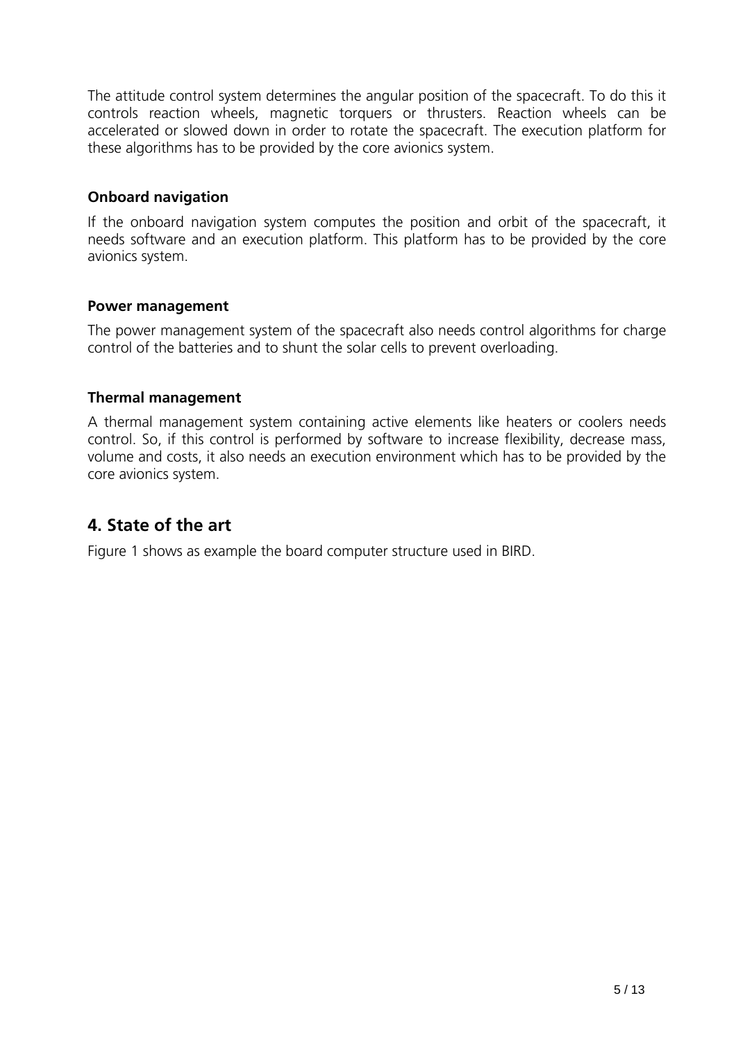The attitude control system determines the angular position of the spacecraft. To do this it controls reaction wheels, magnetic torquers or thrusters. Reaction wheels can be accelerated or slowed down in order to rotate the spacecraft. The execution platform for these algorithms has to be provided by the core avionics system.

### Onboard navigation

If the onboard navigation system computes the position and orbit of the spacecraft, it needs software and an execution platform. This platform has to be provided by the core avionics system.

### Power management

The power management system of the spacecraft also needs control algorithms for charge control of the batteries and to shunt the solar cells to prevent overloading.

### Thermal management

A thermal management system containing active elements like heaters or coolers needs control. So, if this control is performed by software to increase flexibility, decrease mass, volume and costs, it also needs an execution environment which has to be provided by the core avionics system.

## 4. State of the art

Figure 1 shows as example the board computer structure used in BIRD.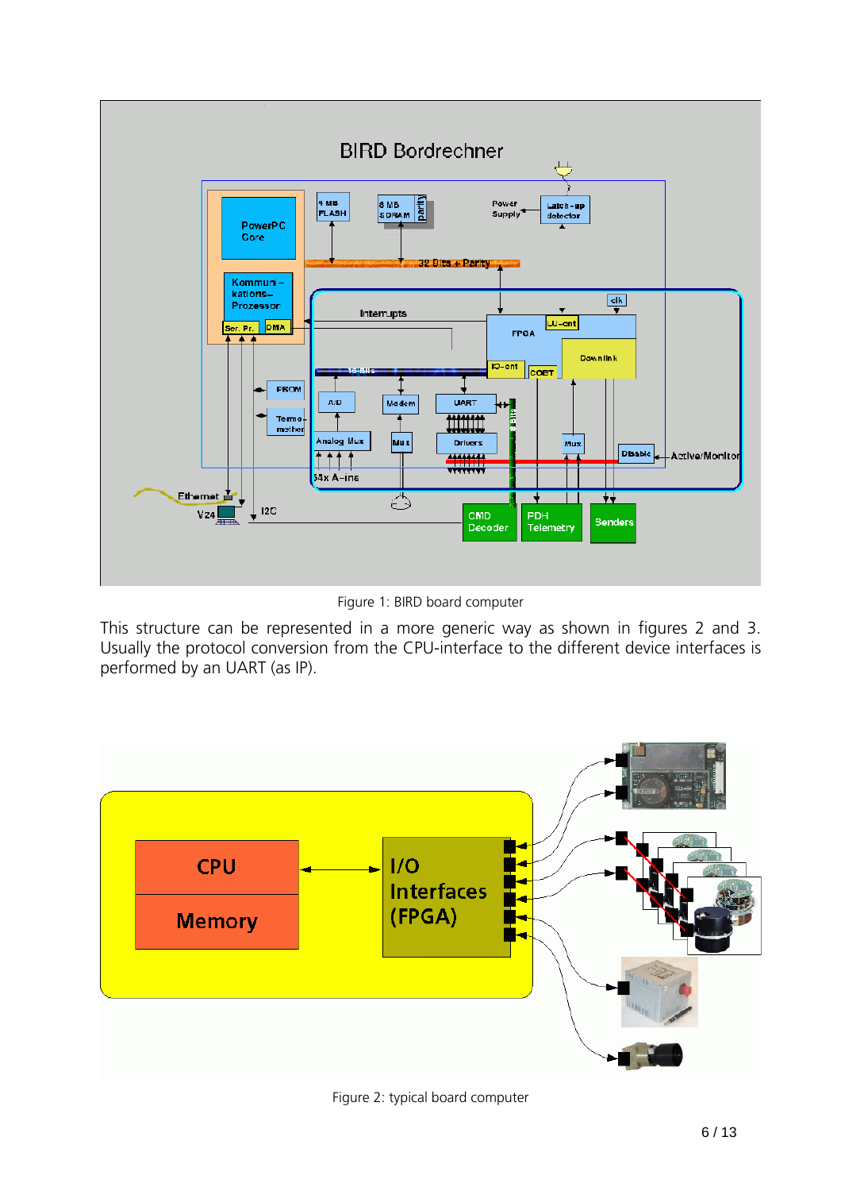Figure 1: BIRD board computer

This structure can be represented in a more generic way as shown in figures 2 and 3. Usually the protocol conversion from the CPU-interface to the different device interfaces is performed by an UART (as IP).

Figure 2: typical board computer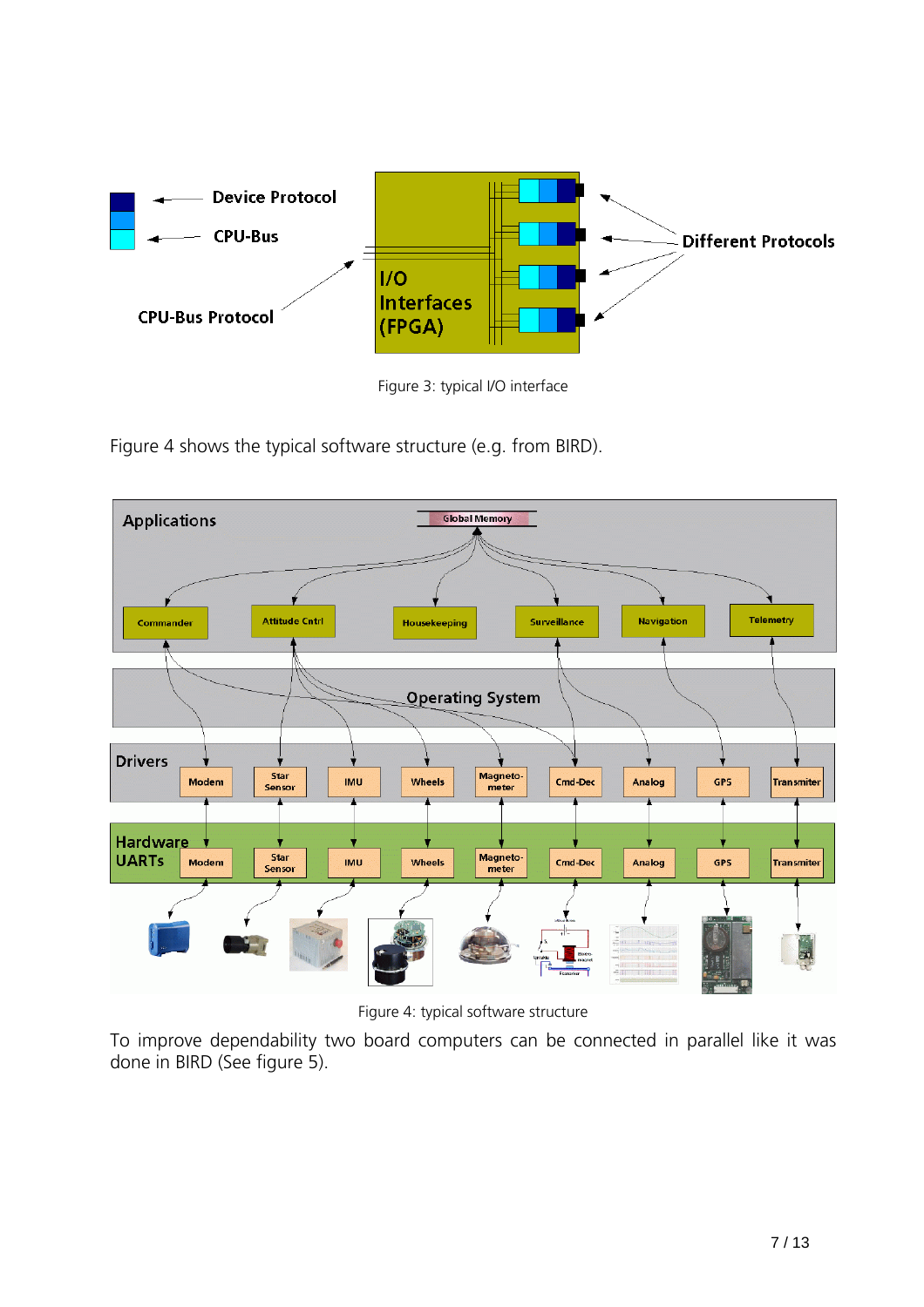Figure 3: typical I/O interface

Figure 4 shows the typical software structure (e.g. from BIRD).

Figure 4: typical software structure

To improve dependability two board computers can be connected in parallel like it was done in BIRD (See figure 5).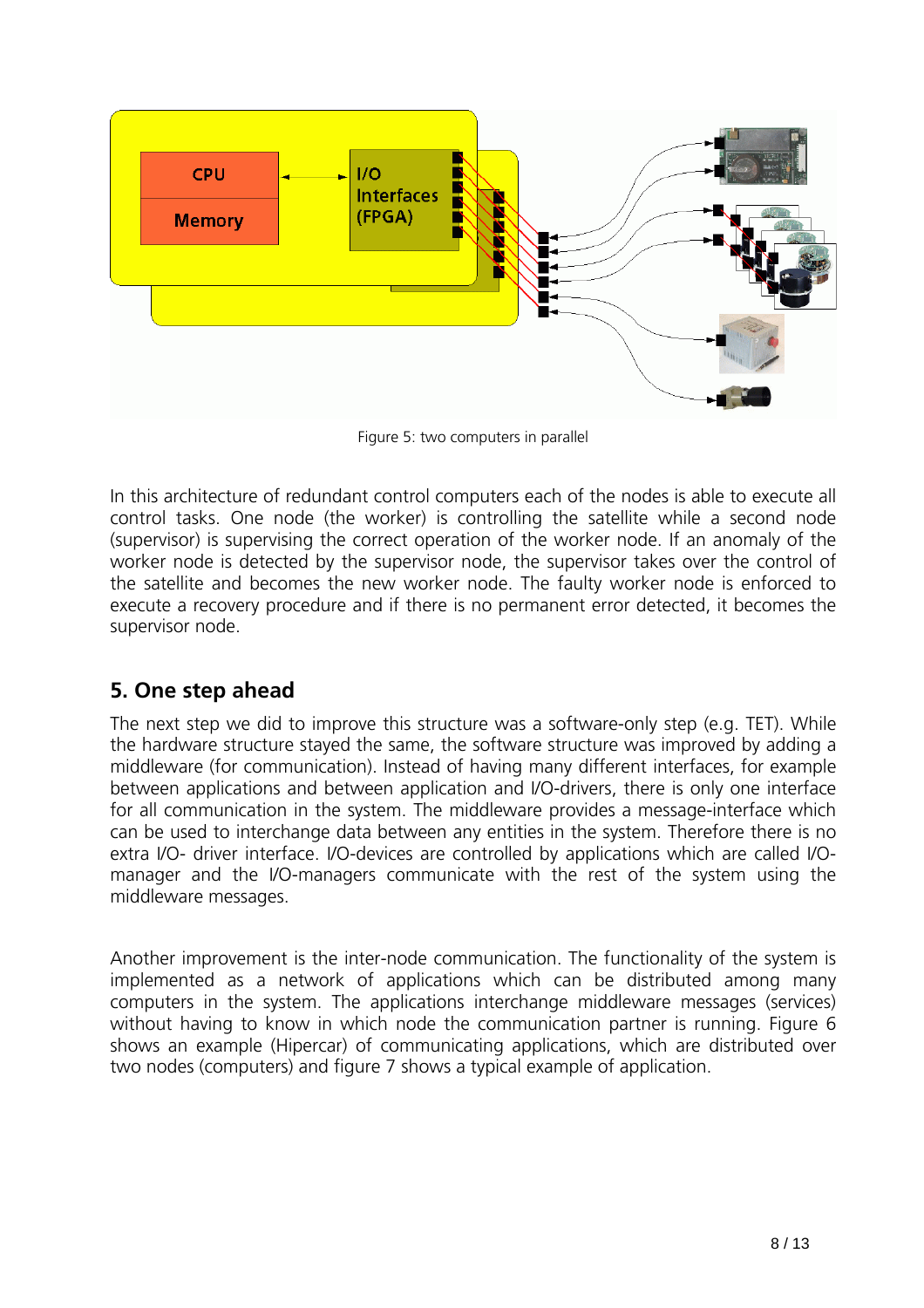Figure 5: two computers in parallel

In this architecture of redundant control computers each of the nodes is able to execute all control tasks. One node (the worker) is controlling the satellite while a second node (supervisor) is supervising the correct operation of the worker node. If an anomaly of the worker node is detected by the supervisor node, the supervisor takes over the control of the satellite and becomes the new worker node. The faulty worker node is enforced to execute a recovery procedure and if there is no permanent error detected, it becomes the supervisor node.

## 5. One step ahead

The next step we did to improve this structure was a software-only step (e.g. TET). While the hardware structure stayed the same, the software structure was improved by adding a middleware (for communication). Instead of having many different interfaces, for example between applications and between application and I/O-drivers, there is only one interface for all communication in the system. The middleware provides a message-interface which can be used to interchange data between any entities in the system. Therefore there is no extra I/O- driver interface. I/O-devices are controlled by applications which are called I/O-manager and the I/O-managers communicate with the rest of the system using the middleware messages.

Another improvement is the inter-node communication. The functionality of the system is implemented as a network of applications which can be distributed many computers in the system. The applications interchange middleware messages (services) without having to know in which node the communication partner is running. Figure 6 shows an example (Hipercar) of communicating applications, which are distributed over two nodes (computers) and figure 7 shows a typical example of application.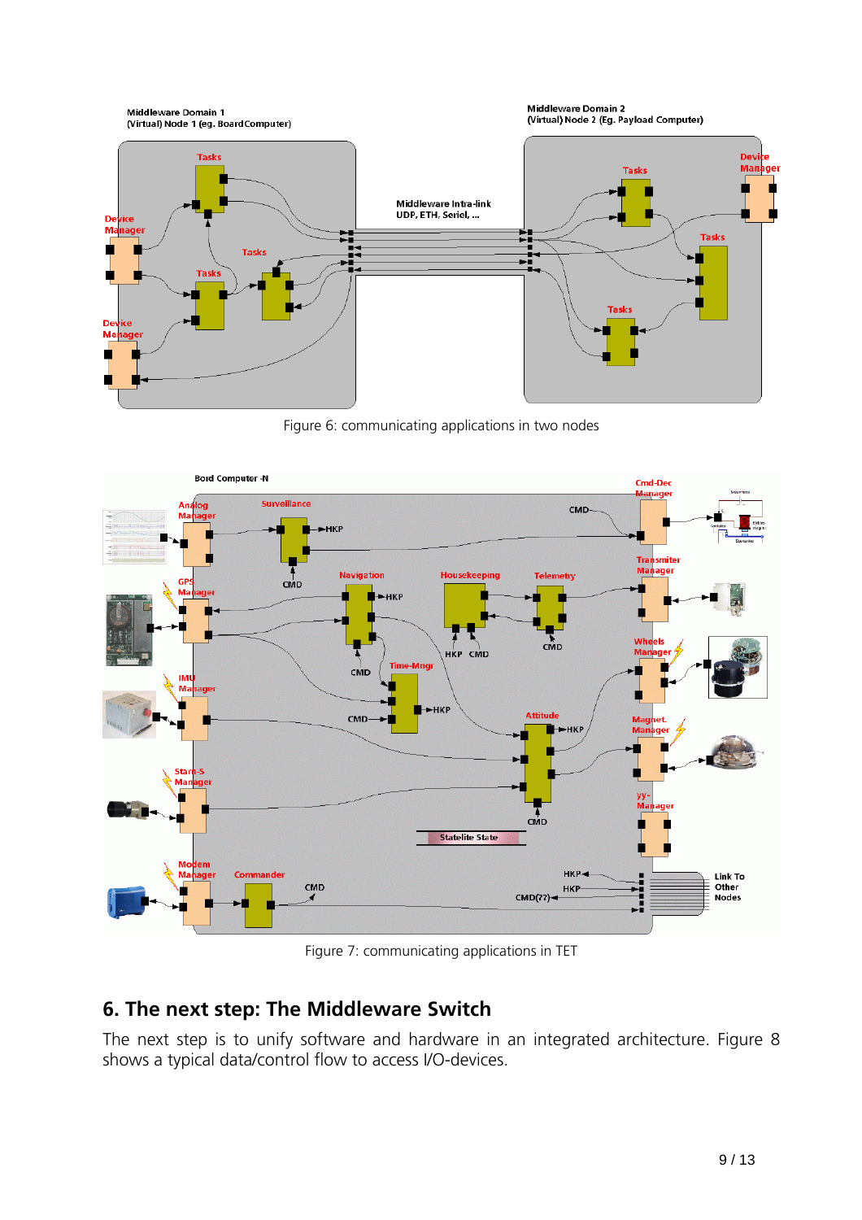Figure 6: communicating applications in two nodes

Figure 7: communicating applications in TET

## 6. The next step: The Middleware Switch

The next step is to unify software and hardware in an integrated architecture. Figure 8 shows a typical data/control flow to access I/O-devices.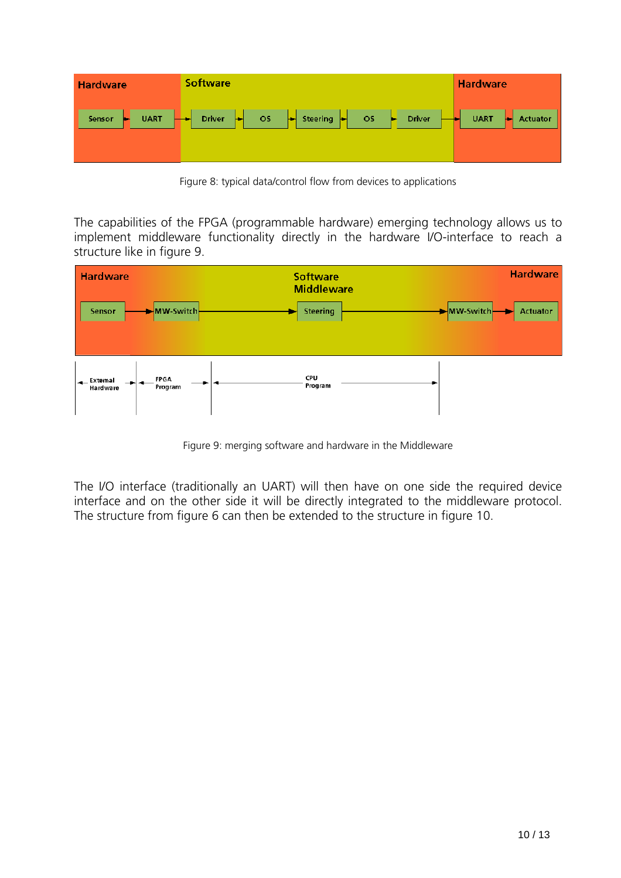Figure 8: typical data/control flow from devices to applications

The capabilities of the FPGA (programmable hardware) emerging technology allows us to implement middleware functionality directly in the hardware I/O-interface to reach a structure like in figure 9.

Figure 9: merging software and hardware in the Middleware

The I/O interface (traditionally an UART) will then have on one side the required device interface and on the other side it will be directly integrated to the middleware protocol. The structure from figure 6 can then be extended to the structure in figure 10.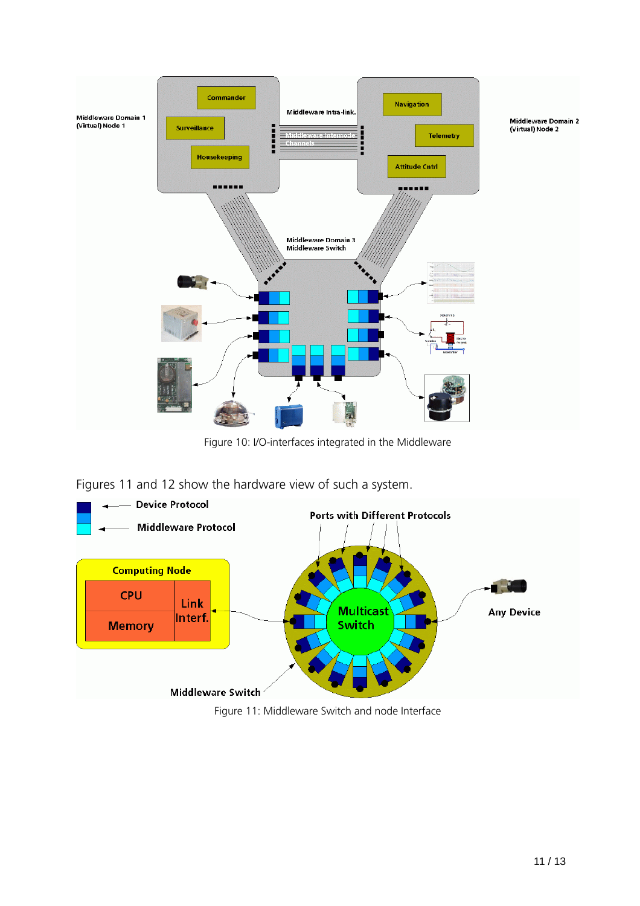Figure 10: I/O-interfaces integrated in the Middleware

Figures 11 and 12 show the hardware view of such a system.

Figure 11: Middleware Switch and node Interface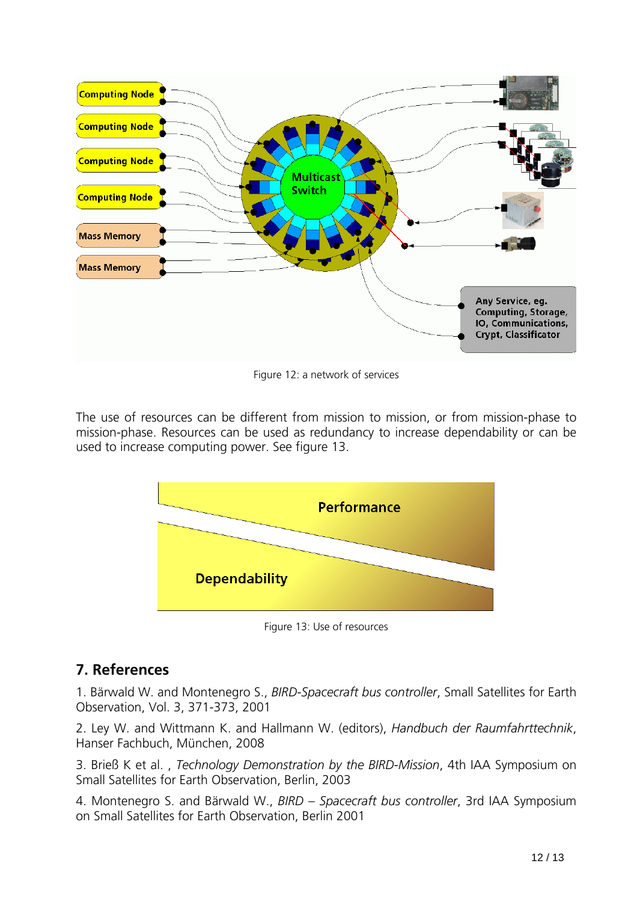Figure 12: a network of services

The use of resources can be different from mission to mission, or from mission-phase to mission-phase. Resources can be used as redundancy to increase dependability or can be used to increase computing power. See figure 13.

Figure 13: Use of resources

## 7. References

1. Bärwald W. and Montenegro S., *BIRD-Spacecraft bus controller*, Small Satellites for Earth Observation, Vol. 3, 371-373, 2001

2. Ley W. and Wittmann K. and Hallmann W. (editors), *Handbuch der Raumfahrttechnik*, Hanser Fachbuch, München, 2008

3. Brieß K et al. , *Technology Demonstration by the BIRD-Mission*, 4th IAA Symposium on Small Satellites for Earth Observation, Berlin, 2003

4. Montenegro S. and Bärwald W., *BIRD – Spacecraft bus controller*, 3rd IAA Symposium on Small Satellites for Earth Observation, Berlin 2001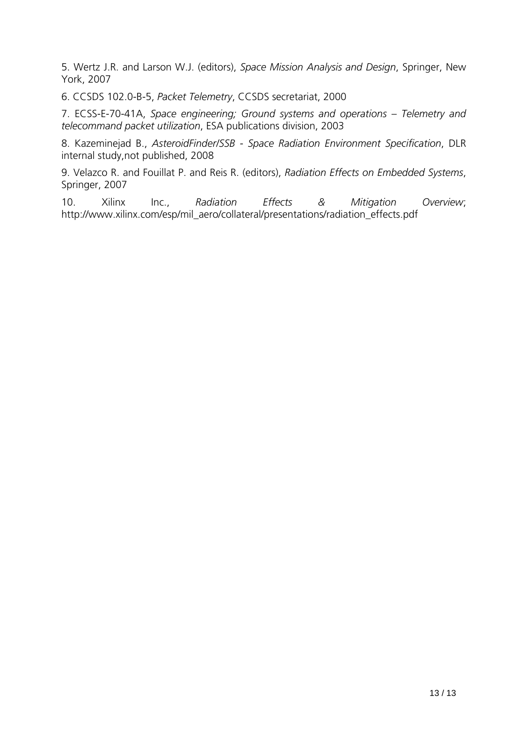5. Wertz J.R. and Larson W.J. (editors), *Space Mission Analysis and Design*, Springer, New York, 2007

6. CCSDS 102.0-B-5, *Packet Telemetry*, CCSDS secretariat, 2000

7. ECSS-E-70-41A, *Space engineering; Ground systems and operations – Telemetry and telecommand packet utilization*, ESA publications division, 2003

8. Kazeminejad B., *AsteroidFinder/SSB - Space Radiation Environment Specification*, DLR internal study,not published, 2008

9. Velazco R. and Fouillat P. and Reis R. (editors), *Radiation Effects on Embedded Systems*, Springer, 2007

10. Xilinx Inc., *Radiation Effects & Mitigation Overview*; http://www.xilinx.com/esp/mil_aero/collateral/presentations/radiation_effects.pdf